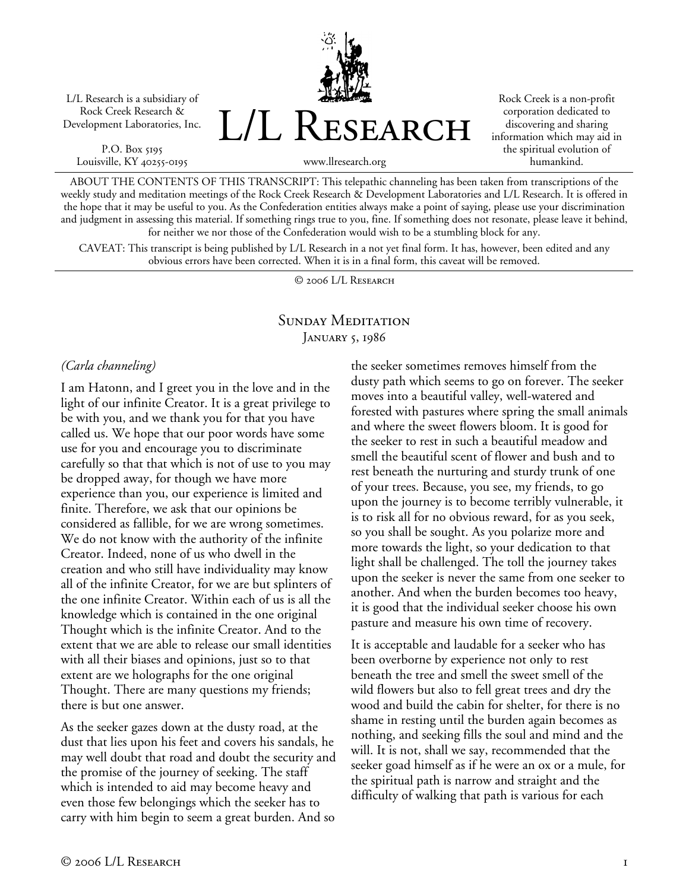L/L Research is a subsidiary of Rock Creek Research & Development Laboratories, Inc.

P.O. Box 5195
Louisville, KY 40255-0195

# L/L Research

www.llresearch.org

Rock Creek is a non-profit corporation dedicated to discovering and sharing information which may aid in the spiritual evolution of humankind.

ABOUT THE CONTENTS OF THIS TRANSCRIPT: This telepathic channeling has been taken from transcriptions of the weekly study and meditation meetings of the Rock Creek Research & Development Laboratories and L/L Research. It is offered in the hope that it may be useful to you. As the Confederation entities always make a point of saying, please use your discrimination and judgment in assessing this material. If something rings true to you, fine. If something does not resonate, please leave it behind, for neither we nor those of the Confederation would wish to be a stumbling block for any.

CAVEAT: This transcript is being published by L/L Research in a not yet final form. It has, however, been edited and any obvious errors have been corrected. When it is in a final form, this caveat will be removed.

© 2006 L/L Research

## Sunday Meditation
### January 5, 1986

*(Carla channeling)*

I am Hatonn, and I greet you in the love and in the light of our infinite Creator. It is a great privilege to be with you, and we thank you for that you have called us. We hope that our poor words have some use for you and encourage you to discriminate carefully so that that which is not of use to you may be dropped away, for though we have more experience than you, our experience is limited and finite. Therefore, we ask that our opinions be considered as fallible, for we are wrong sometimes. We do not know with the authority of the infinite Creator. Indeed, none of us who dwell in the creation and who still have individuality may know all of the infinite Creator, for we are but splinters of the one infinite Creator. Within each of us is all the knowledge which is contained in the one original Thought which is the infinite Creator. And to the extent that we are able to release our small identities with all their biases and opinions, just so to that extent are we holographs for the one original Thought. There are many questions my friends; there is but one answer.

As the seeker gazes down at the dusty road, at the dust that lies upon his feet and covers his sandals, he may well doubt that road and doubt the security and the promise of the journey of seeking. The staff which is intended to aid may become heavy and even those few belongings which the seeker has to carry with him begin to seem a great burden. And so the seeker sometimes removes himself from the dusty path which seems to go on forever. The seeker moves into a beautiful valley, well-watered and forested with pastures where spring the small animals and where the sweet flowers bloom. It is good for the seeker to rest in such a beautiful meadow and smell the beautiful scent of flower and bush and to rest beneath the nurturing and sturdy trunk of one of your trees. Because, you see, my friends, to go upon the journey is to become terribly vulnerable, it is to risk all for no obvious reward, for as you seek, so you shall be sought. As you polarize more and more towards the light, so your dedication to that light shall be challenged. The toll the journey takes upon the seeker is never the same from one seeker to another. And when the burden becomes too heavy, it is good that the individual seeker choose his own pasture and measure his own time of recovery.

It is acceptable and laudable for a seeker who has been overborne by experience not only to rest beneath the tree and smell the sweet smell of the wild flowers but also to fell great trees and dry the wood and build the cabin for shelter, for there is no shame in resting until the burden again becomes as nothing, and seeking fills the soul and mind and the will. It is not, shall we say, recommended that the seeker goad himself as if he were an ox or a mule, for the spiritual path is narrow and straight and the difficulty of walking that path is various for each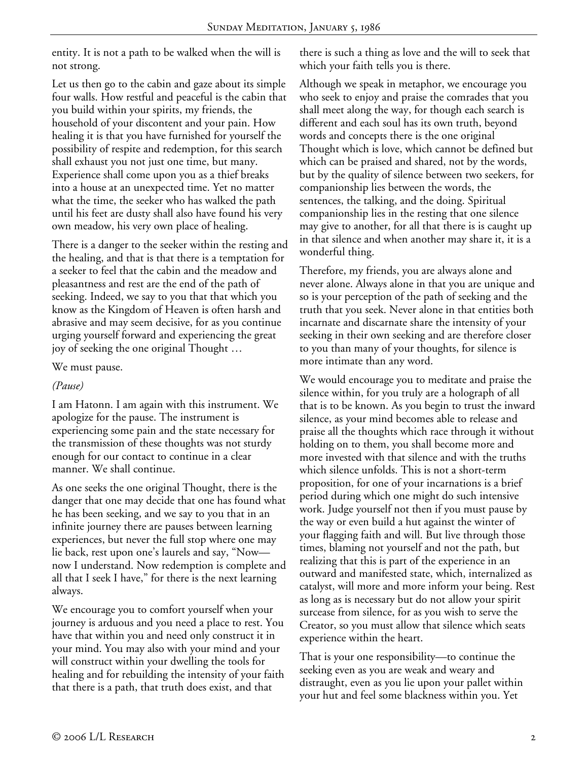entity. It is not a path to be walked when the will is not strong.

Let us then go to the cabin and gaze about its simple four walls. How restful and peaceful is the cabin that you build within your spirits, my friends, the household of your discontent and your pain. How healing it is that you have furnished for yourself the possibility of respite and redemption, for this search shall exhaust you not just one time, but many. Experience shall come upon you as a thief breaks into a house at an unexpected time. Yet no matter what the time, the seeker who has walked the path until his feet are dusty shall also have found his very own meadow, his very own place of healing.

There is a danger to the seeker within the resting and the healing, and that is that there is a temptation for a seeker to feel that the cabin and the meadow and pleasantness and rest are the end of the path of seeking. Indeed, we say to you that that which you know as the Kingdom of Heaven is often harsh and abrasive and may seem decisive, for as you continue urging yourself forward and experiencing the great joy of seeking the one original Thought …

We must pause.

*(Pause)*

I am Hatonn. I am again with this instrument. We apologize for the pause. The instrument is experiencing some pain and the state necessary for the transmission of these thoughts was not sturdy enough for our contact to continue in a clear manner. We shall continue.

As one seeks the one original Thought, there is the danger that one may decide that one has found what he has been seeking, and we say to you that in an infinite journey there are pauses between learning experiences, but never the full stop where one may lie back, rest upon one's laurels and say, "Now—now I understand. Now redemption is complete and all that I seek I have," for there is the next learning always.

We encourage you to comfort yourself when your journey is arduous and you need a place to rest. You have that within you and need only construct it in your mind. You may also with your mind and your will construct within your dwelling the tools for healing and for rebuilding the intensity of your faith that there is a path, that truth does exist, and that there is such a thing as love and the will to seek that which your faith tells you is there.

Although we speak in metaphor, we encourage you who seek to enjoy and praise the comrades that you shall meet along the way, for though each search is different and each soul has its own truth, beyond words and concepts there is the one original Thought which is love, which cannot be defined but which can be praised and shared, not by the words, but by the quality of silence between two seekers, for companionship lies between the words, the sentences, the talking, and the doing. Spiritual companionship lies in the resting that one silence may give to another, for all that there is is caught up in that silence and when another may share it, it is a wonderful thing.

Therefore, my friends, you are always alone and never alone. Always alone in that you are unique and so is your perception of the path of seeking and the truth that you seek. Never alone in that entities both incarnate and discarnate share the intensity of your seeking in their own seeking and are therefore closer to you than many of your thoughts, for silence is more intimate than any word.

We would encourage you to meditate and praise the silence within, for you truly are a holograph of all that is to be known. As you begin to trust the inward silence, as your mind becomes able to release and praise all the thoughts which race through it without holding on to them, you shall become more and more invested with that silence and with the truths which silence unfolds. This is not a short-term proposition, for one of your incarnations is a brief period during which one might do such intensive work. Judge yourself not then if you must pause by the way or even build a hut against the winter of your flagging faith and will. But live through those times, blaming not yourself and not the path, but realizing that this is part of the experience in an outward and manifested state, which, internalized as catalyst, will more and more inform your being. Rest as long as is necessary but do not allow your spirit surcease from silence, for as you wish to serve the Creator, so you must allow that silence which seats experience within the heart.

That is your one responsibility—to continue the seeking even as you are weak and weary and distraught, even as you lie upon your pallet within your hut and feel some blackness within you. Yet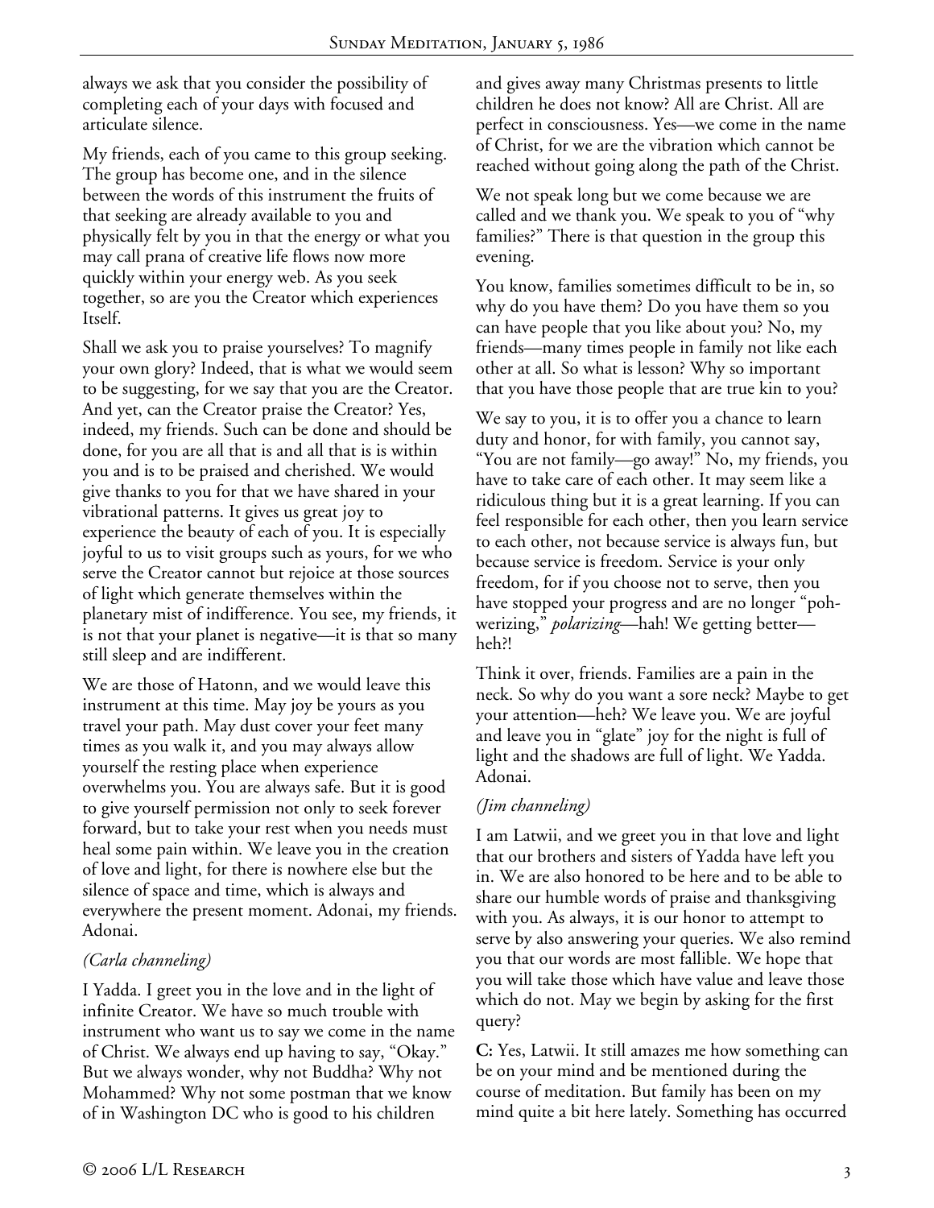always we ask that you consider the possibility of completing each of your days with focused and articulate silence.

My friends, each of you came to this group seeking. The group has become one, and in the silence between the words of this instrument the fruits of that seeking are already available to you and physically felt by you in that the energy or what you may call prana of creative life flows now more quickly within your energy web. As you seek together, so are you the Creator which experiences Itself.

Shall we ask you to praise yourselves? To magnify your own glory? Indeed, that is what we would seem to be suggesting, for we say that you are the Creator. And yet, can the Creator praise the Creator? Yes, indeed, my friends. Such can be done and should be done, for you are all that is and all that is is within you and is to be praised and cherished. We would give thanks to you for that we have shared in your vibrational patterns. It gives us great joy to experience the beauty of each of you. It is especially joyful to us to visit groups such as yours, for we who serve the Creator cannot but rejoice at those sources of light which generate themselves within the planetary mist of indifference. You see, my friends, it is not that your planet is negative—it is that so many still sleep and are indifferent.

We are those of Hatonn, and we would leave this instrument at this time. May joy be yours as you travel your path. May dust cover your feet many times as you walk it, and you may always allow yourself the resting place when experience overwhelms you. You are always safe. But it is good to give yourself permission not only to seek forever forward, but to take your rest when you needs must heal some pain within. We leave you in the creation of love and light, for there is nowhere else but the silence of space and time, which is always and everywhere the present moment. Adonai, my friends. Adonai.

*(Carla channeling)*

I Yadda. I greet you in the love and in the light of infinite Creator. We have so much trouble with instrument who want us to say we come in the name of Christ. We always end up having to say, "Okay." But we always wonder, why not Buddha? Why not Mohammed? Why not some postman that we know of in Washington DC who is good to his children and gives away many Christmas presents to little children he does not know? All are Christ. All are perfect in consciousness. Yes—we come in the name of Christ, for we are the vibration which cannot be reached without going along the path of the Christ.

We not speak long but we come because we are called and we thank you. We speak to you of "why families?" There is that question in the group this evening.

You know, families sometimes difficult to be in, so why do you have them? Do you have them so you can have people that you like about you? No, my friends—many times people in family not like each other at all. So what is lesson? Why so important that you have those people that are true kin to you?

We say to you, it is to offer you a chance to learn duty and honor, for with family, you cannot say, "You are not family—go away!" No, my friends, you have to take care of each other. It may seem like a ridiculous thing but it is a great learning. If you can feel responsible for each other, then you learn service to each other, not because service is always fun, but because service is freedom. Service is your only freedom, for if you choose not to serve, then you have stopped your progress and are no longer "poh-werizing," *polarizing*—hah! We getting better—heh?!

Think it over, friends. Families are a pain in the neck. So why do you want a sore neck? Maybe to get your attention—heh? We leave you. We are joyful and leave you in "glate" joy for the night is full of light and the shadows are full of light. We Yadda. Adonai.

*(Jim channeling)*

I am Latwii, and we greet you in that love and light that our brothers and sisters of Yadda have left you in. We are also honored to be here and to be able to share our humble words of praise and thanksgiving with you. As always, it is our honor to attempt to serve by also answering your queries. We also remind you that our words are most fallible. We hope that you will take those which have value and leave those which do not. May we begin by asking for the first query?

**C:** Yes, Latwii. It still amazes me how something can be on your mind and be mentioned during the course of meditation. But family has been on my mind quite a bit here lately. Something has occurred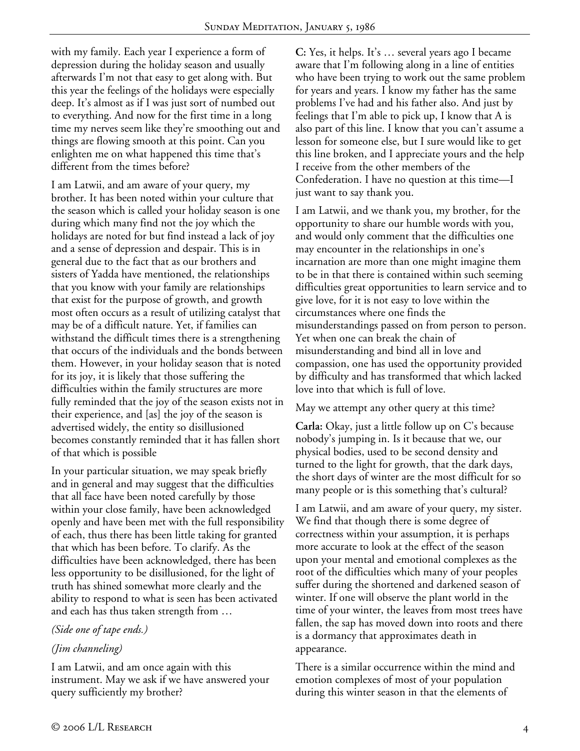with my family. Each year I experience a form of depression during the holiday season and usually afterwards I'm not that easy to get along with. But this year the feelings of the holidays were especially deep. It's almost as if I was just sort of numbed out to everything. And now for the first time in a long time my nerves seem like they're smoothing out and things are flowing smooth at this point. Can you enlighten me on what happened this time that's different from the times before?

I am Latwii, and am aware of your query, my brother. It has been noted within your culture that the season which is called your holiday season is one during which many find not the joy which the holidays are noted for but find instead a lack of joy and a sense of depression and despair. This is in general due to the fact that as our brothers and sisters of Yadda have mentioned, the relationships that you know with your family are relationships that exist for the purpose of growth, and growth most often occurs as a result of utilizing catalyst that may be of a difficult nature. Yet, if families can withstand the difficult times there is a strengthening that occurs of the individuals and the bonds between them. However, in your holiday season that is noted for its joy, it is likely that those suffering the difficulties within the family structures are more fully reminded that the joy of the season exists not in their experience, and [as] the joy of the season is advertised widely, the entity so disillusioned becomes constantly reminded that it has fallen short of that which is possible

In your particular situation, we may speak briefly and in general and may suggest that the difficulties that all face have been noted carefully by those within your close family, have been acknowledged openly and have been met with the full responsibility of each, thus there has been little taking for granted that which has been before. To clarify. As the difficulties have been acknowledged, there has been less opportunity to be disillusioned, for the light of truth has shined somewhat more clearly and the ability to respond to what is seen has been activated and each has thus taken strength from …

*(Side one of tape ends.)*

*(Jim channeling)*

I am Latwii, and am once again with this instrument. May we ask if we have answered your query sufficiently my brother?

**C:** Yes, it helps. It's … several years ago I became aware that I'm following along in a line of entities who have been trying to work out the same problem for years and years. I know my father has the same problems I've had and his father also. And just by feelings that I'm able to pick up, I know that A is also part of this line. I know that you can't assume a lesson for someone else, but I sure would like to get this line broken, and I appreciate yours and the help I receive from the other members of the Confederation. I have no question at this time—I just want to say thank you.

I am Latwii, and we thank you, my brother, for the opportunity to share our humble words with you, and would only comment that the difficulties one may encounter in the relationships in one's incarnation are more than one might imagine them to be in that there is contained within such seeming difficulties great opportunities to learn service and to give love, for it is not easy to love within the circumstances where one finds the misunderstandings passed on from person to person. Yet when one can break the chain of misunderstanding and bind all in love and compassion, one has used the opportunity provided by difficulty and has transformed that which lacked love into that which is full of love.

May we attempt any other query at this time?

**Carla:** Okay, just a little follow up on C's because nobody's jumping in. Is it because that we, our physical bodies, used to be second density and turned to the light for growth, that the dark days, the short days of winter are the most difficult for so many people or is this something that's cultural?

I am Latwii, and am aware of your query, my sister. We find that though there is some degree of correctness within your assumption, it is perhaps more accurate to look at the effect of the season upon your mental and emotional complexes as the root of the difficulties which many of your peoples suffer during the shortened and darkened season of winter. If one will observe the plant world in the time of your winter, the leaves from most trees have fallen, the sap has moved down into roots and there is a dormancy that approximates death in appearance.

There is a similar occurrence within the mind and emotion complexes of most of your population during this winter season in that the elements of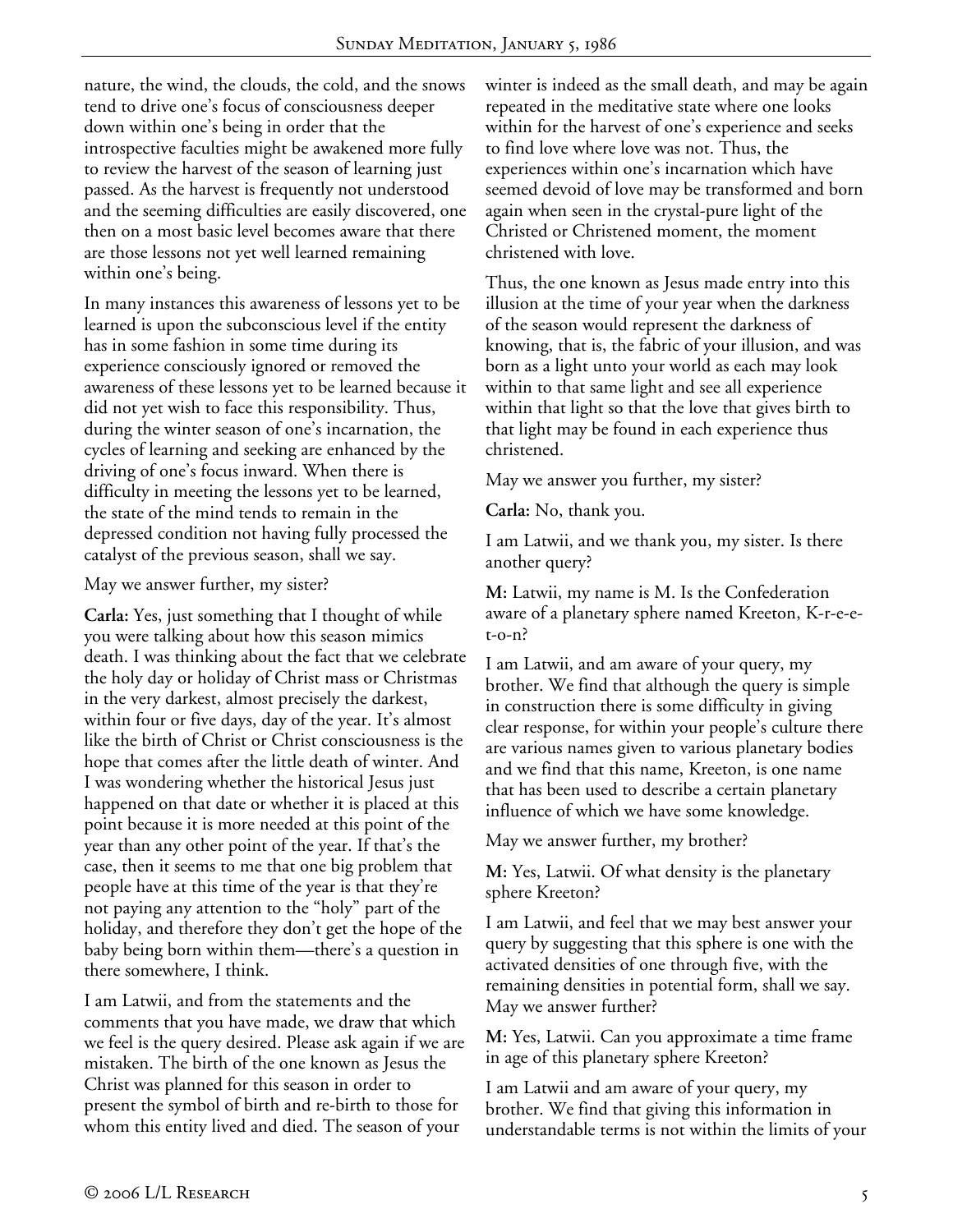nature, the wind, the clouds, the cold, and the snows tend to drive one's focus of consciousness deeper down within one's being in order that the introspective faculties might be awakened more fully to review the harvest of the season of learning just passed. As the harvest is frequently not understood and the seeming difficulties are easily discovered, one then on a most basic level becomes aware that there are those lessons not yet well learned remaining within one's being.

In many instances this awareness of lessons yet to be learned is upon the subconscious level if the entity has in some fashion in some time during its experience consciously ignored or removed the awareness of these lessons yet to be learned because it did not yet wish to face this responsibility. Thus, during the winter season of one's incarnation, the cycles of learning and seeking are enhanced by the driving of one's focus inward. When there is difficulty in meeting the lessons yet to be learned, the state of the mind tends to remain in the depressed condition not having fully processed the catalyst of the previous season, shall we say.

May we answer further, my sister?

**Carla:** Yes, just something that I thought of while you were talking about how this season mimics death. I was thinking about the fact that we celebrate the holy day or holiday of Christ mass or Christmas in the very darkest, almost precisely the darkest, within four or five days, day of the year. It's almost like the birth of Christ or Christ consciousness is the hope that comes after the little death of winter. And I was wondering whether the historical Jesus just happened on that date or whether it is placed at this point because it is more needed at this point of the year than any other point of the year. If that's the case, then it seems to me that one big problem that people have at this time of the year is that they're not paying any attention to the "holy" part of the holiday, and therefore they don't get the hope of the baby being born within them—there's a question in there somewhere, I think.

I am Latwii, and from the statements and the comments that you have made, we draw that which we feel is the query desired. Please ask again if we are mistaken. The birth of the one known as Jesus the Christ was planned for this season in order to present the symbol of birth and re-birth to those for whom this entity lived and died. The season of your winter is indeed as the small death, and may be again repeated in the meditative state where one looks within for the harvest of one's experience and seeks to find love where love was not. Thus, the experiences within one's incarnation which have seemed devoid of love may be transformed and born again when seen in the crystal-pure light of the Christed or Christened moment, the moment christened with love.

Thus, the one known as Jesus made entry into this illusion at the time of your year when the darkness of the season would represent the darkness of knowing, that is, the fabric of your illusion, and was born as a light unto your world as each may look within to that same light and see all experience within that light so that the love that gives birth to that light may be found in each experience thus christened.

May we answer you further, my sister?

**Carla:** No, thank you.

I am Latwii, and we thank you, my sister. Is there another query?

**M:** Latwii, my name is M. Is the Confederation aware of a planetary sphere named Kreeton, K-r-e-e-t-o-n?

I am Latwii, and am aware of your query, my brother. We find that although the query is simple in construction there is some difficulty in giving clear response, for within your people's culture there are various names given to various planetary bodies and we find that this name, Kreeton, is one name that has been used to describe a certain planetary influence of which we have some knowledge.

May we answer further, my brother?

**M:** Yes, Latwii. Of what density is the planetary sphere Kreeton?

I am Latwii, and feel that we may best answer your query by suggesting that this sphere is one with the activated densities of one through five, with the remaining densities in potential form, shall we say. May we answer further?

**M:** Yes, Latwii. Can you approximate a time frame in age of this planetary sphere Kreeton?

I am Latwii and am aware of your query, my brother. We find that giving this information in understandable terms is not within the limits of your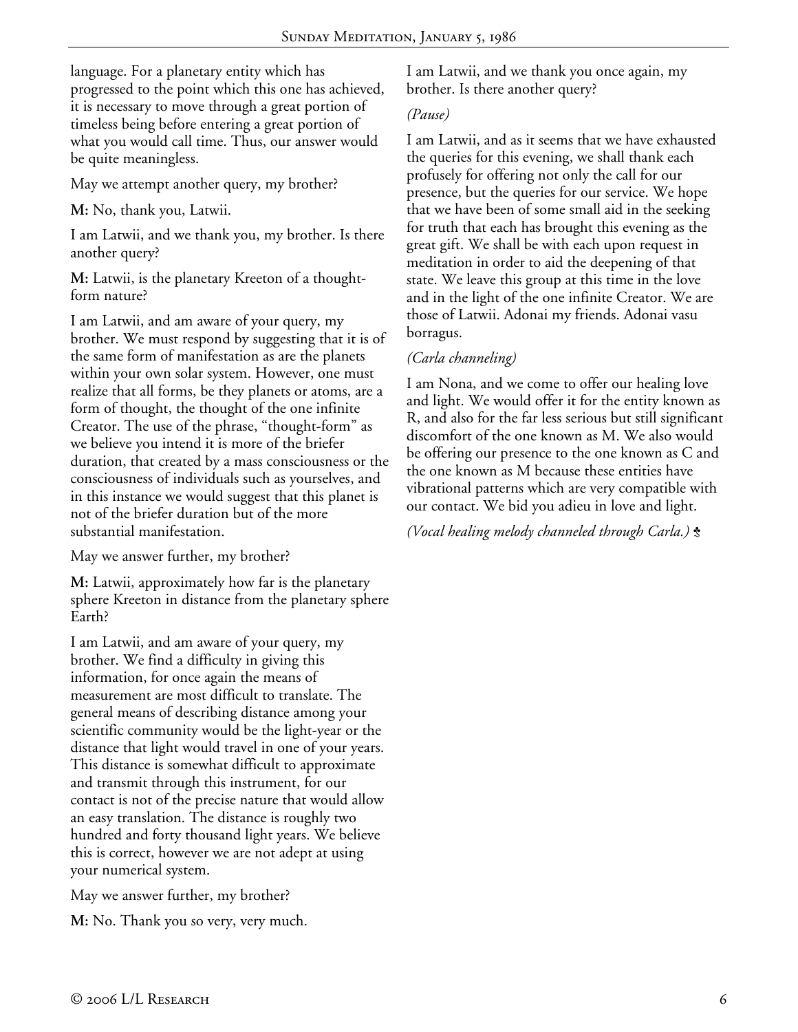language. For a planetary entity which has progressed to the point which this one has achieved, it is necessary to move through a great portion of timeless being before entering a great portion of what you would call time. Thus, our answer would be quite meaningless.

May we attempt another query, my brother?

**M:** No, thank you, Latwii.

I am Latwii, and we thank you, my brother. Is there another query?

**M:** Latwii, is the planetary Kreeton of a thought-form nature?

I am Latwii, and am aware of your query, my brother. We must respond by suggesting that it is of the same form of manifestation as are the planets within your own solar system. However, one must realize that all forms, be they planets or atoms, are a form of thought, the thought of the one infinite Creator. The use of the phrase, "thought-form" as we believe you intend it is more of the briefer duration, that created by a mass consciousness or the consciousness of individuals such as yourselves, and in this instance we would suggest that this planet is not of the briefer duration but of the more substantial manifestation.

May we answer further, my brother?

**M:** Latwii, approximately how far is the planetary sphere Kreeton in distance from the planetary sphere Earth?

I am Latwii, and am aware of your query, my brother. We find a difficulty in giving this information, for once again the means of measurement are most difficult to translate. The general means of describing distance among your scientific community would be the light-year or the distance that light would travel in one of your years. This distance is somewhat difficult to approximate and transmit through this instrument, for our contact is not of the precise nature that would allow an easy translation. The distance is roughly two hundred and forty thousand light years. We believe this is correct, however we are not adept at using your numerical system.

May we answer further, my brother?

**M:** No. Thank you so very, very much.

I am Latwii, and we thank you once again, my brother. Is there another query?

*(Pause)*

I am Latwii, and as it seems that we have exhausted the queries for this evening, we shall thank each profusely for offering not only the call for our presence, but the queries for our service. We hope that we have been of some small aid in the seeking for truth that each has brought this evening as the great gift. We shall be with each upon request in meditation in order to aid the deepening of that state. We leave this group at this time in the love and in the light of the one infinite Creator. We are those of Latwii. Adonai my friends. Adonai vasu borragus.

*(Carla channeling)*

I am Nona, and we come to offer our healing love and light. We would offer it for the entity known as R, and also for the far less serious but still significant discomfort of the one known as M. We also would be offering our presence to the one known as C and the one known as M because these entities have vibrational patterns which are very compatible with our contact. We bid you adieu in love and light.

*(Vocal healing melody channeled through Carla.)*